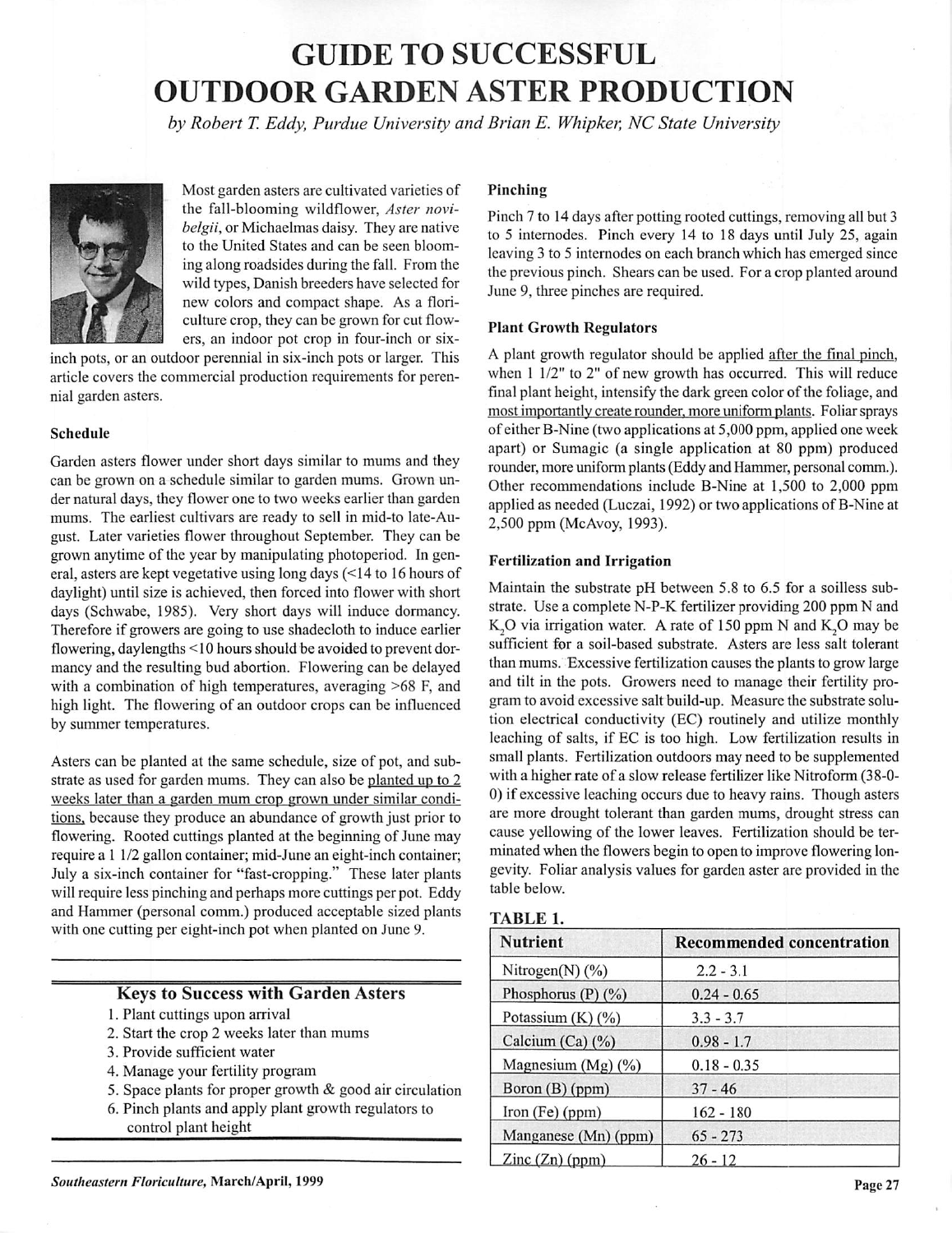# GUIDE TO SUCCESSFUL OUTDOOR GARDEN ASTER PRODUCTION

*by Robert T. Eddy, Purdue University and Brian E. Whipker, NC State University*

Most garden asters are cultivated varieties of the fall-blooming wildflower, *Aster novi-belgii*, or Michaelmas daisy. They are native to the United States and can be seen blooming along roadsides during the fall. From the wild types, Danish breeders have selected for new colors and compact shape. As a floriculture crop, they can be grown for cut flowers, an indoor pot crop in four-inch or six-inch pots, or an outdoor perennial in six-inch pots or larger. This article covers the commercial production requirements for perennial garden asters.

### Schedule

Garden asters flower under short days similar to mums and they can be grown on a schedule similar to garden mums. Grown under natural days, they flower one to two weeks earlier than garden mums. The earliest cultivars are ready to sell in mid-to late-August. Later varieties flower throughout September. They can be grown anytime of the year by manipulating photoperiod. In general, asters are kept vegetative using long days (<14 to 16 hours of daylight) until size is achieved, then forced into flower with short days (Schwabe, 1985). Very short days will induce dormancy. Therefore if growers are going to use shadecloth to induce earlier flowering, daylengths <10 hours should be avoided to prevent dormancy and the resulting bud abortion. Flowering can be delayed with a combination of high temperatures, averaging >68 F, and high light. The flowering of an outdoor crops can be influenced by summer temperatures.

Asters can be planted at the same schedule, size of pot, and substrate as used for garden mums. They can also be planted up to 2 weeks later than a garden mum crop grown under similar conditions, because they produce an abundance of growth just prior to flowering. Rooted cuttings planted at the beginning of June may require a 1 1/2 gallon container; mid-June an eight-inch container; July a six-inch container for "fast-cropping." These later plants will require less pinching and perhaps more cuttings per pot. Eddy and Hammer (personal comm.) produced acceptable sized plants with one cutting per eight-inch pot when planted on June 9.

### Keys to Success with Garden Asters

1. Plant cuttings upon arrival
2. Start the crop 2 weeks later than mums
3. Provide sufficient water
4. Manage your fertility program
5. Space plants for proper growth & good air circulation
6. Pinch plants and apply plant growth regulators to control plant height

### Pinching

Pinch 7 to 14 days after potting rooted cuttings, removing all but 3 to 5 internodes. Pinch every 14 to 18 days until July 25, again leaving 3 to 5 internodes on each branch which has emerged since the previous pinch. Shears can be used. For a crop planted around June 9, three pinches are required.

### Plant Growth Regulators

A plant growth regulator should be applied after the final pinch, when 1 1/2" to 2" of new growth has occurred. This will reduce final plant height, intensify the dark green color of the foliage, and most importantly create rounder, more uniform plants. Foliar sprays of either B-Nine (two applications at 5,000 ppm, applied one week apart) or Sumagic (a single application at 80 ppm) produced rounder, more uniform plants (Eddy and Hammer, personal comm.). Other recommendations include B-Nine at 1,500 to 2,000 ppm applied as needed (Luczai, 1992) or two applications of B-Nine at 2,500 ppm (McAvoy, 1993).

### Fertilization and Irrigation

Maintain the substrate pH between 5.8 to 6.5 for a soilless substrate. Use a complete N-P-K fertilizer providing 200 ppm N and $K_2O$ via irrigation water. A rate of 150 ppm N and $K_2O$ may be sufficient for a soil-based substrate. Asters are less salt tolerant than mums. Excessive fertilization causes the plants to grow large and tilt in the pots. Growers need to manage their fertility program to avoid excessive salt build-up. Measure the substrate solution electrical conductivity (EC) routinely and utilize monthly leaching of salts, if EC is too high. Low fertilization results in small plants. Fertilization outdoors may need to be supplemented with a higher rate of a slow release fertilizer like Nitroform (38-0-0) if excessive leaching occurs due to heavy rains. Though asters are more drought tolerant than garden mums, drought stress can cause yellowing of the lower leaves. Fertilization should be terminated when the flowers begin to open to improve flowering longevity. Foliar analysis values for garden aster are provided in the table below.

**TABLE 1.**

| Nutrient | Recommended concentration |
|---|---|
| Nitrogen(N) (%) | 2.2 - 3.1 |
| Phosphorus (P) (%) | 0.24 - 0.65 |
| Potassium (K) (%) | 3.3 - 3.7 |
| Calcium (Ca) (%) | 0.98 - 1.7 |
| Magnesium (Mg) (%) | 0.18 - 0.35 |
| Boron (B) (ppm) | 37 - 46 |
| Iron (Fe) (ppm) | 162 - 180 |
| Manganese (Mn) (ppm) | 65 - 273 |
| Zinc (Zn) (ppm) | 26 - 12 |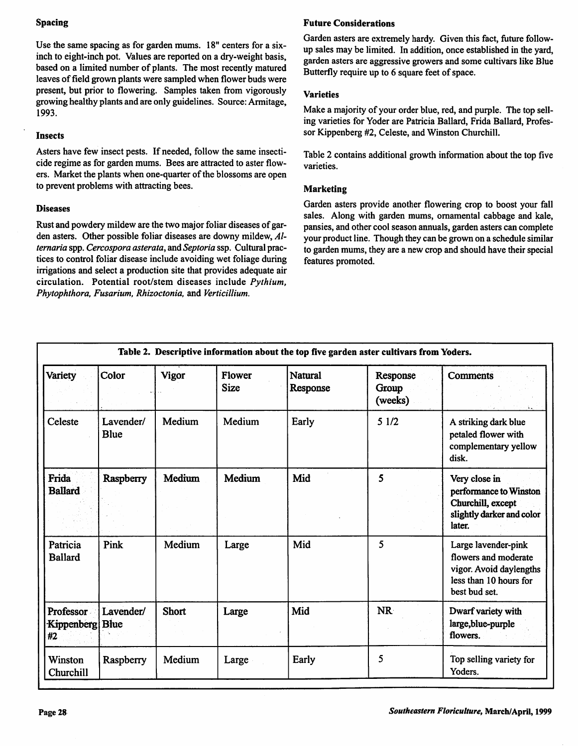### Spacing

Use the same spacing as for garden mums. 18" centers for a six-inch to eight-inch pot. Values are reported on a dry-weight basis, based on a limited number of plants. The most recently matured leaves of field grown plants were sampled when flower buds were present, but prior to flowering. Samples taken from vigorously growing healthy plants and are only guidelines. Source: Armitage, 1993.

### Insects

Asters have few insect pests. If needed, follow the same insecticide regime as for garden mums. Bees are attracted to aster flowers. Market the plants when one-quarter of the blossoms are open to prevent problems with attracting bees.

### Diseases

Rust and powdery mildew are the two major foliar diseases of garden asters. Other possible foliar diseases are downy mildew, *Alternaria* spp. *Cercospora asterata*, and *Septoria* ssp. Cultural practices to control foliar disease include avoiding wet foliage during irrigations and select a production site that provides adequate air circulation. Potential root/stem diseases include *Pythium, Phytophthora, Fusarium, Rhizoctonia,* and *Verticillium.*

### Future Considerations

Garden asters are extremely hardy. Given this fact, future follow-up sales may be limited. In addition, once established in the yard, garden asters are aggressive growers and some cultivars like Blue Butterfly require up to 6 square feet of space.

### Varieties

Make a majority of your order blue, red, and purple. The top selling varieties for Yoder are Patricia Ballard, Frida Ballard, Professor Kippenberg #2, Celeste, and Winston Churchill.

Table 2 contains additional growth information about the top five varieties.

### Marketing

Garden asters provide another flowering crop to boost your fall sales. Along with garden mums, ornamental cabbage and kale, pansies, and other cool season annuals, garden asters can complete your product line. Though they can be grown on a schedule similar to garden mums, they are a new crop and should have their special features promoted.

**Table 2. Descriptive information about the top five garden aster cultivars from Yoders.**

| Variety | Color | Vigor | Flower Size | Natural Response | Response Group (weeks) | Comments |
|---|---|---|---|---|---|---|
| Celeste | Lavender/ Blue | Medium | Medium | Early | 5 1/2 | A striking dark blue petaled flower with complementary yellow disk. |
| Frida Ballard | Raspberry | Medium | Medium | Mid | 5 | Very close in performance to Winston Churchill, except slightly darker and color later. |
| Patricia Ballard | Pink | Medium | Large | Mid | 5 | Large lavender-pink flowers and moderate vigor. Avoid daylengths less than 10 hours for best bud set. |
| Professor Kippenberg #2 | Lavender/ Blue | Short | Large | Mid | NR | Dwarf variety with large,blue-purple flowers. |
| Winston Churchill | Raspberry | Medium | Large | Early | 5 | Top selling variety for Yoders. |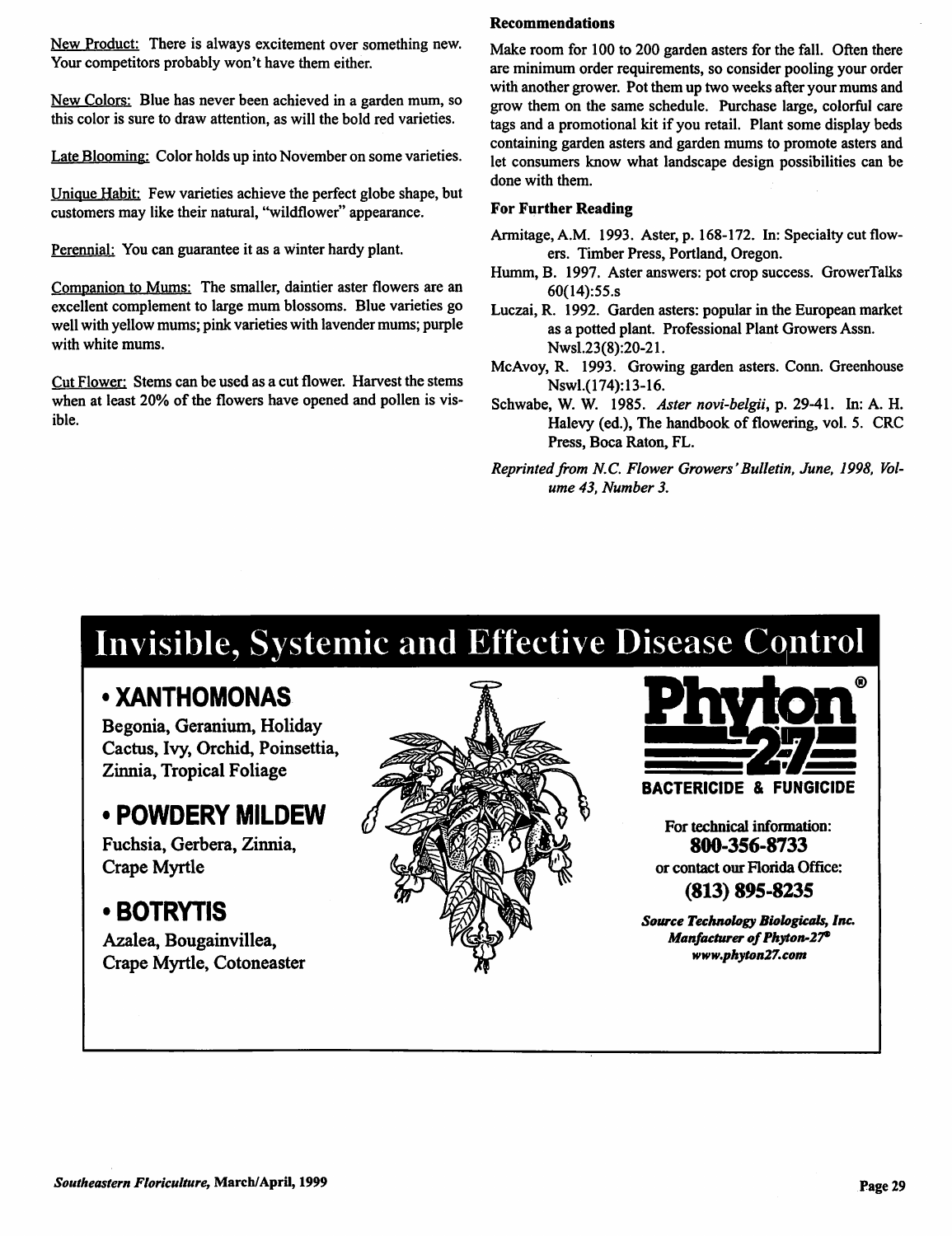New Product: There is always excitement over something new. Your competitors probably won't have them either.

New Colors: Blue has never been achieved in a garden mum, so this color is sure to draw attention, as will the bold red varieties.

Late Blooming: Color holds up into November on some varieties.

Unique Habit: Few varieties achieve the perfect globe shape, but customers may like their natural, "wildflower" appearance.

Perennial: You can guarantee it as a winter hardy plant.

Companion to Mums: The smaller, daintier aster flowers are an excellent complement to large mum blossoms. Blue varieties go well with yellow mums; pink varieties with lavender mums; purple with white mums.

Cut Flower: Stems can be used as a cut flower. Harvest the stems when at least 20% of the flowers have opened and pollen is visible.

### Recommendations

Make room for 100 to 200 garden asters for the fall. Often there are minimum order requirements, so consider pooling your order with another grower. Pot them up two weeks after your mums and grow them on the same schedule. Purchase large, colorful care tags and a promotional kit if you retail. Plant some display beds containing garden asters and garden mums to promote asters and let consumers know what landscape design possibilities can be done with them.

### For Further Reading

Armitage, A.M. 1993. Aster, p. 168-172. In: Specialty cut flowers. Timber Press, Portland, Oregon.

Humm, B. 1997. Aster answers: pot crop success. GrowerTalks 60(14):55.s

Luczai, R. 1992. Garden asters: popular in the European market as a potted plant. Professional Plant Growers Assn. Nwsl.23(8):20-21.

McAvoy, R. 1993. Growing garden asters. Conn. Greenhouse Nswl.(174):13-16.

Schwabe, W. W. 1985. *Aster novi-belgii*, p. 29-41. In: A. H. Halevy (ed.), The handbook of flowering, vol. 5. CRC Press, Boca Raton, FL.

*Reprinted from N.C. Flower Growers' Bulletin, June, 1998, Volume 43, Number 3.*

## Invisible, Systemic and Effective Disease Control

**• XANTHOMONAS**

Begonia, Geranium, Holiday Cactus, Ivy, Orchid, Poinsettia, Zinnia, Tropical Foliage

**• POWDERY MILDEW**

Fuchsia, Gerbera, Zinnia, Crape Myrtle

**• BOTRYTIS**

Azalea, Bougainvillea, Crape Myrtle, Cotoneaster

**Phyton® 27**

**BACTERICIDE & FUNGICIDE**

For technical information:
**800-356-8733**
or contact our Florida Office:
**(813) 895-8235**

***Source Technology Biologicals, Inc.***
***Manfacturer of Phyton-27®***
***www.phyton27.com***